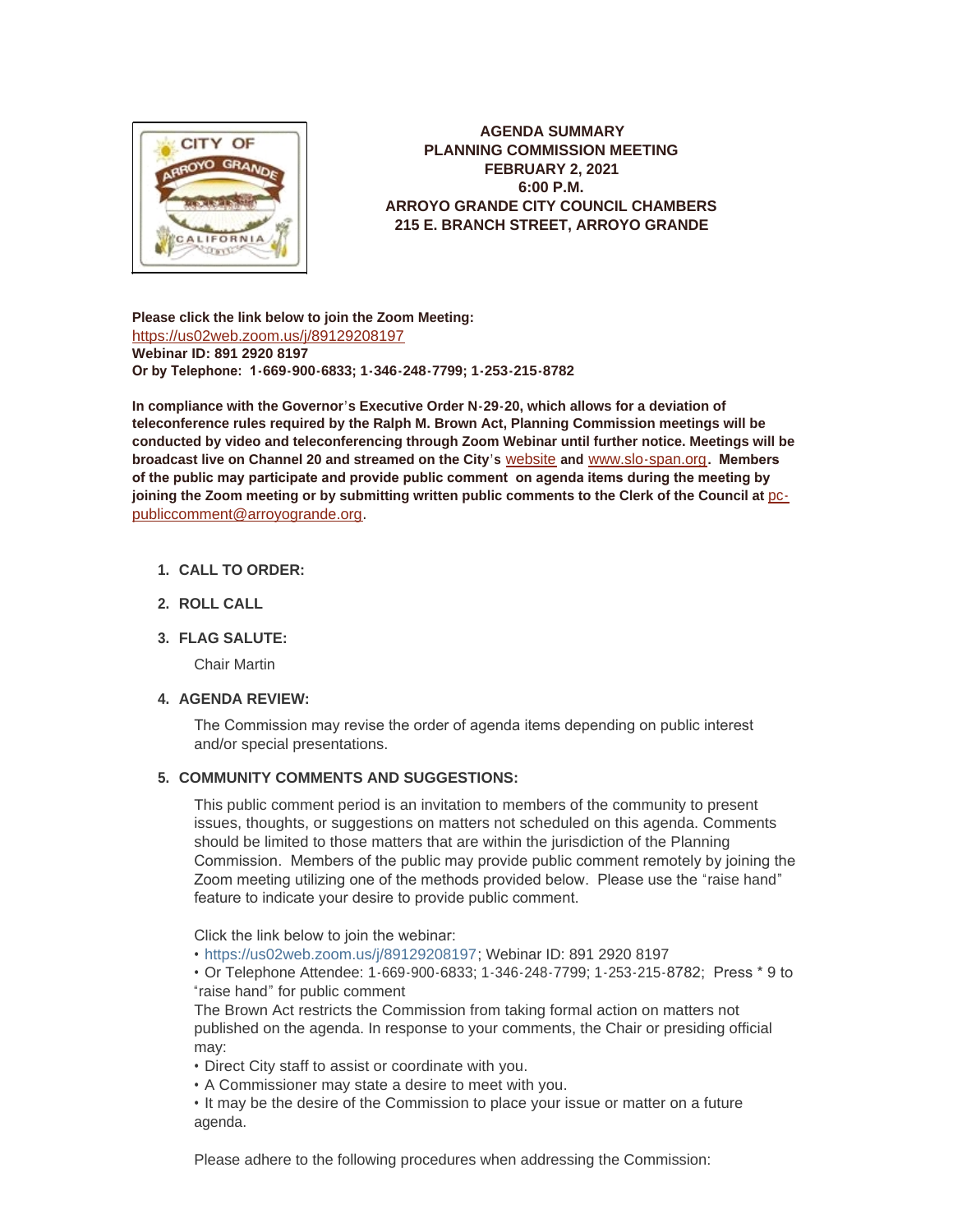**AGENDA SUMMARY**
**PLANNING COMMISSION MEETING**
**FEBRUARY 2, 2021**
**6:00 P.M.**
**ARROYO GRANDE CITY COUNCIL CHAMBERS**
**215 E. BRANCH STREET, ARROYO GRANDE**

**Please click the link below to join the Zoom Meeting:**
https://us02web.zoom.us/j/89129208197
**Webinar ID: 891 2920 8197**
**Or by Telephone: 1-669-900-6833; 1-346-248-7799; 1-253-215-8782**

**In compliance with the Governor's Executive Order N-29-20, which allows for a deviation of teleconference rules required by the Ralph M. Brown Act, Planning Commission meetings will be conducted by video and teleconferencing through Zoom Webinar until further notice. Meetings will be broadcast live on Channel 20 and streamed on the City's website and www.slo-span.org. Members of the public may participate and provide public comment on agenda items during the meeting by joining the Zoom meeting or by submitting written public comments to the Clerk of the Council at pc-publiccomment@arroyogrande.org.**

1. **CALL TO ORDER:**

2. **ROLL CALL**

3. **FLAG SALUTE:**

   Chair Martin

4. **AGENDA REVIEW:**

   The Commission may revise the order of agenda items depending on public interest and/or special presentations.

5. **COMMUNITY COMMENTS AND SUGGESTIONS:**

   This public comment period is an invitation to members of the community to present issues, thoughts, or suggestions on matters not scheduled on this agenda. Comments should be limited to those matters that are within the jurisdiction of the Planning Commission. Members of the public may provide public comment remotely by joining the Zoom meeting utilizing one of the methods provided below. Please use the "raise hand" feature to indicate your desire to provide public comment.

   Click the link below to join the webinar:
   - https://us02web.zoom.us/j/89129208197; Webinar ID: 891 2920 8197
   - Or Telephone Attendee: 1-669-900-6833; 1-346-248-7799; 1-253-215-8782; Press * 9 to "raise hand" for public comment

   The Brown Act restricts the Commission from taking formal action on matters not published on the agenda. In response to your comments, the Chair or presiding official may:
   - Direct City staff to assist or coordinate with you.
   - A Commissioner may state a desire to meet with you.
   - It may be the desire of the Commission to place your issue or matter on a future agenda.

   Please adhere to the following procedures when addressing the Commission: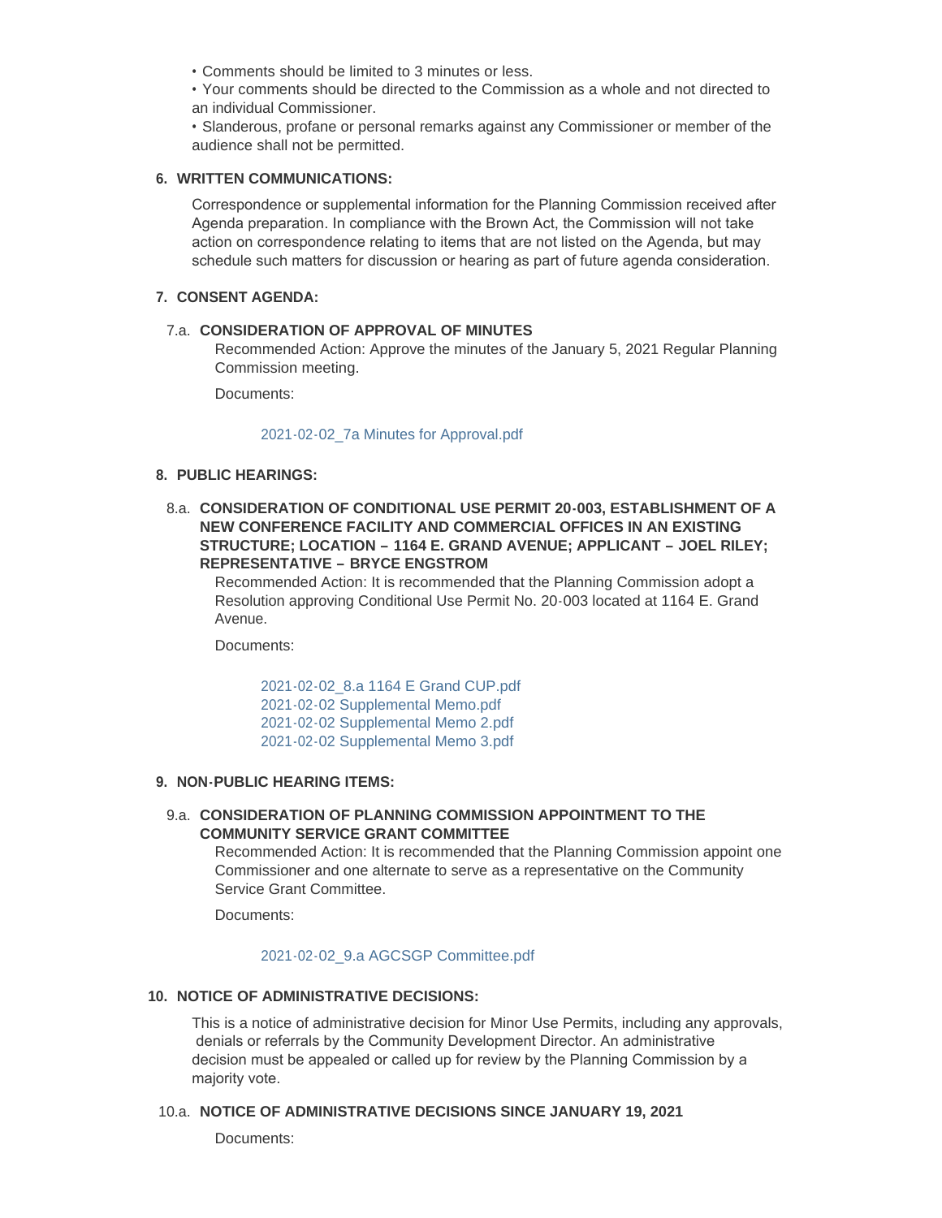- Comments should be limited to 3 minutes or less.
- Your comments should be directed to the Commission as a whole and not directed to an individual Commissioner.
- Slanderous, profane or personal remarks against any Commissioner or member of the audience shall not be permitted.

## 6. WRITTEN COMMUNICATIONS:

Correspondence or supplemental information for the Planning Commission received after Agenda preparation. In compliance with the Brown Act, the Commission will not take action on correspondence relating to items that are not listed on the Agenda, but may schedule such matters for discussion or hearing as part of future agenda consideration.

## 7. CONSENT AGENDA:

### 7.a. CONSIDERATION OF APPROVAL OF MINUTES

Recommended Action: Approve the minutes of the January 5, 2021 Regular Planning Commission meeting.

Documents:

2021-02-02_7a Minutes for Approval.pdf

## 8. PUBLIC HEARINGS:

### 8.a. CONSIDERATION OF CONDITIONAL USE PERMIT 20-003, ESTABLISHMENT OF A NEW CONFERENCE FACILITY AND COMMERCIAL OFFICES IN AN EXISTING STRUCTURE; LOCATION – 1164 E. GRAND AVENUE; APPLICANT – JOEL RILEY; REPRESENTATIVE – BRYCE ENGSTROM

Recommended Action: It is recommended that the Planning Commission adopt a Resolution approving Conditional Use Permit No. 20-003 located at 1164 E. Grand Avenue.

Documents:

2021-02-02_8.a 1164 E Grand CUP.pdf
2021-02-02 Supplemental Memo.pdf
2021-02-02 Supplemental Memo 2.pdf
2021-02-02 Supplemental Memo 3.pdf

## 9. NON-PUBLIC HEARING ITEMS:

### 9.a. CONSIDERATION OF PLANNING COMMISSION APPOINTMENT TO THE COMMUNITY SERVICE GRANT COMMITTEE

Recommended Action: It is recommended that the Planning Commission appoint one Commissioner and one alternate to serve as a representative on the Community Service Grant Committee.

Documents:

2021-02-02_9.a AGCSGP Committee.pdf

## 10. NOTICE OF ADMINISTRATIVE DECISIONS:

This is a notice of administrative decision for Minor Use Permits, including any approvals, denials or referrals by the Community Development Director. An administrative decision must be appealed or called up for review by the Planning Commission by a majority vote.

### 10.a. NOTICE OF ADMINISTRATIVE DECISIONS SINCE JANUARY 19, 2021

Documents: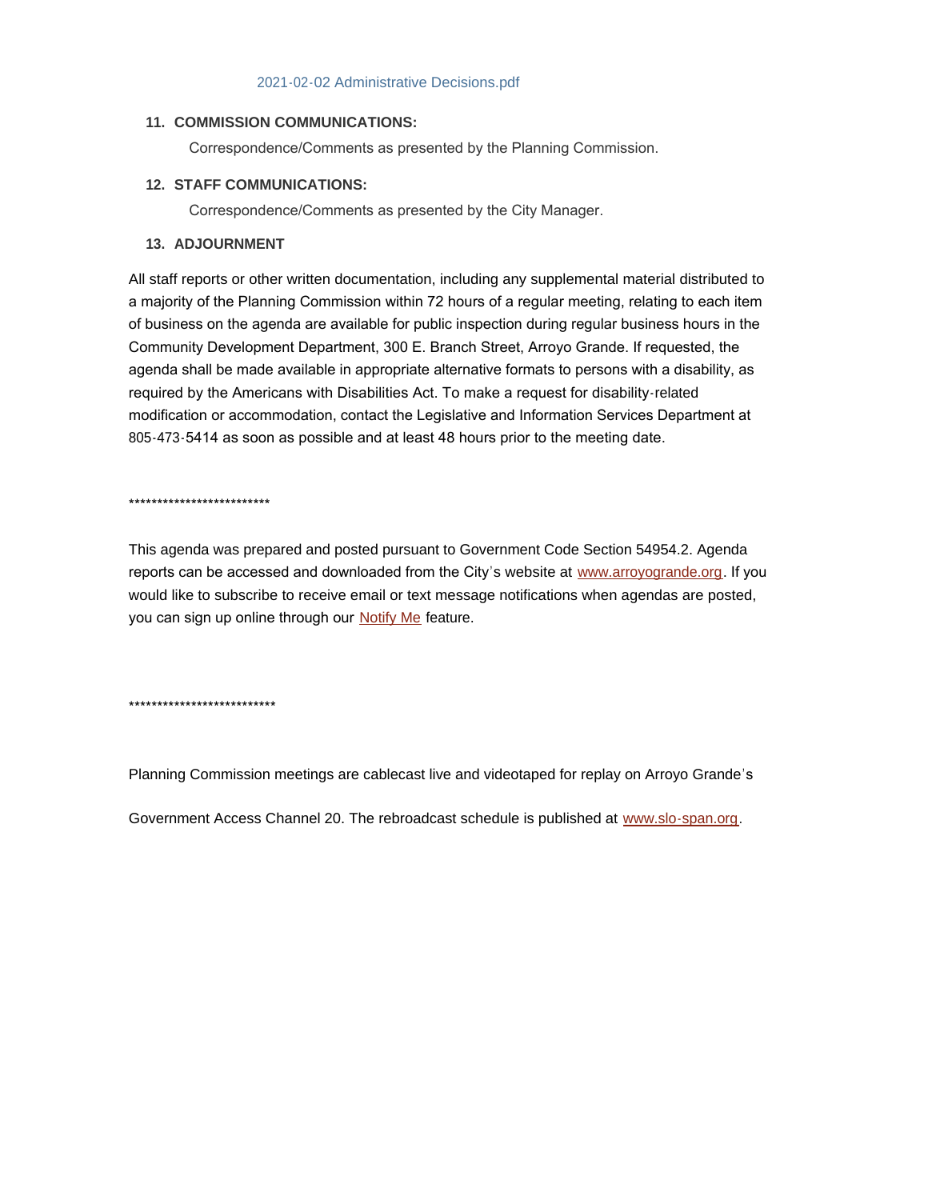2021-02-02 Administrative Decisions.pdf

**11. COMMISSION COMMUNICATIONS:**

Correspondence/Comments as presented by the Planning Commission.

**12. STAFF COMMUNICATIONS:**

Correspondence/Comments as presented by the City Manager.

**13. ADJOURNMENT**

All staff reports or other written documentation, including any supplemental material distributed to a majority of the Planning Commission within 72 hours of a regular meeting, relating to each item of business on the agenda are available for public inspection during regular business hours in the Community Development Department, 300 E. Branch Street, Arroyo Grande. If requested, the agenda shall be made available in appropriate alternative formats to persons with a disability, as required by the Americans with Disabilities Act. To make a request for disability-related modification or accommodation, contact the Legislative and Information Services Department at 805-473-5414 as soon as possible and at least 48 hours prior to the meeting date.

*************************

This agenda was prepared and posted pursuant to Government Code Section 54954.2. Agenda reports can be accessed and downloaded from the City's website at www.arroyogrande.org. If you would like to subscribe to receive email or text message notifications when agendas are posted, you can sign up online through our Notify Me feature.

**************************

Planning Commission meetings are cablecast live and videotaped for replay on Arroyo Grande's Government Access Channel 20. The rebroadcast schedule is published at www.slo-span.org.